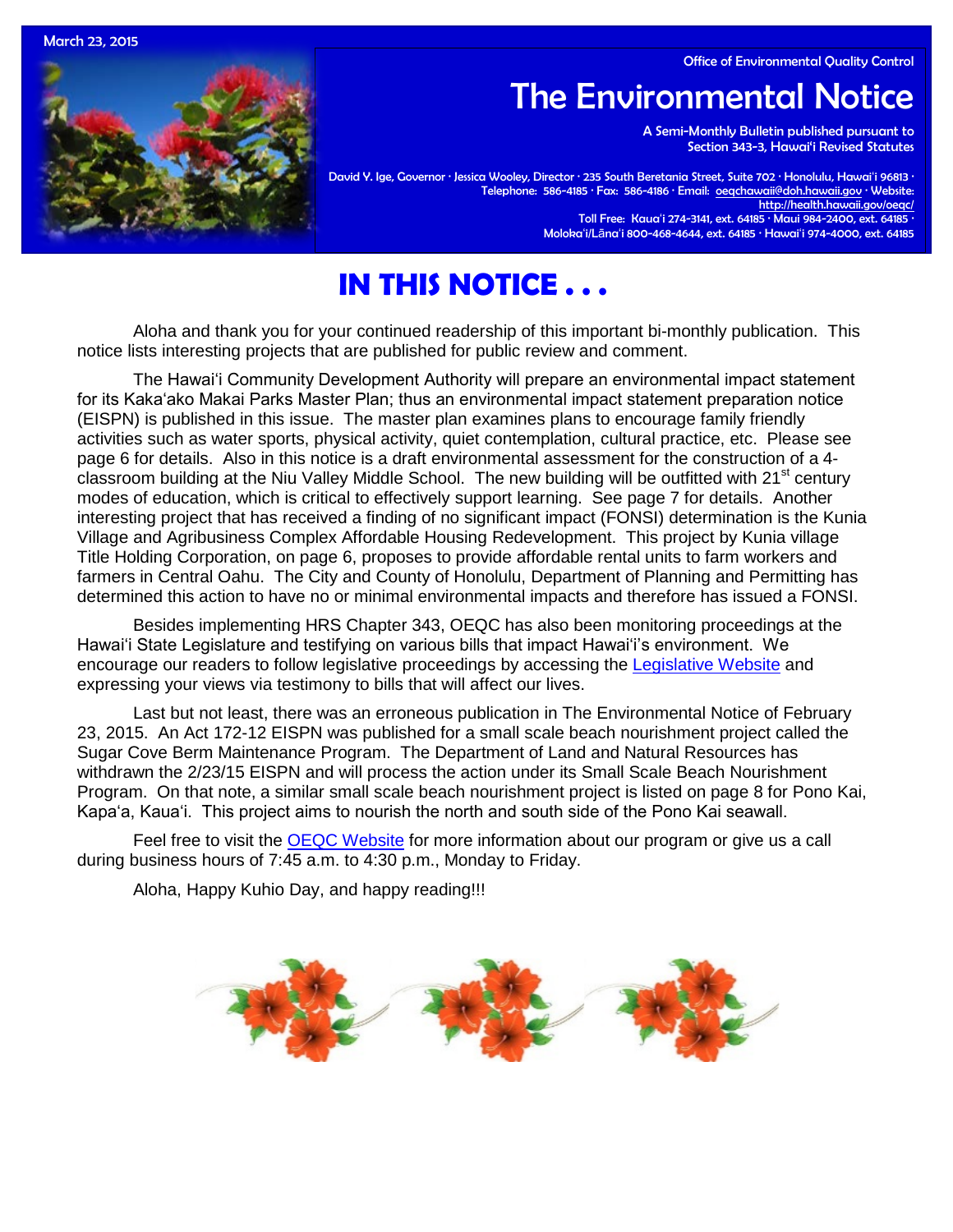March 23, 2015

Office of Environmental Quality Control

# The Environmental Notice

A Semi-Monthly Bulletin published pursuant to Section 343-3, Hawai'i Revised Statutes

David Y. Ige, Governor · Jessica Wooley, Director · 235 South Beretania Street, Suite 702 · Honolulu, Hawai'i 96813 · Telephone: 586-4185 · Fax: 586-4186 · Email: oeqchawaii@doh.hawaii.gov · Website: http://health.hawaii.gov/oeqc/
Toll Free: Kaua'i 274-3141, ext. 64185 · Maui 984-2400, ext. 64185 · Moloka'i/Lāna'i 800-468-4644, ext. 64185 · Hawai'i 974-4000, ext. 64185

## IN THIS NOTICE . . .

Aloha and thank you for your continued readership of this important bi-monthly publication. This notice lists interesting projects that are published for public review and comment.

The Hawaiʻi Community Development Authority will prepare an environmental impact statement for its Kakaʻako Makai Parks Master Plan; thus an environmental impact statement preparation notice (EISPN) is published in this issue. The master plan examines plans to encourage family friendly activities such as water sports, physical activity, quiet contemplation, cultural practice, etc. Please see page 6 for details. Also in this notice is a draft environmental assessment for the construction of a 4-classroom building at the Niu Valley Middle School. The new building will be outfitted with 21st century modes of education, which is critical to effectively support learning. See page 7 for details. Another interesting project that has received a finding of no significant impact (FONSI) determination is the Kunia Village and Agribusiness Complex Affordable Housing Redevelopment. This project by Kunia village Title Holding Corporation, on page 6, proposes to provide affordable rental units to farm workers and farmers in Central Oahu. The City and County of Honolulu, Department of Planning and Permitting has determined this action to have no or minimal environmental impacts and therefore has issued a FONSI.

Besides implementing HRS Chapter 343, OEQC has also been monitoring proceedings at the Hawaiʻi State Legislature and testifying on various bills that impact Hawaiʻi's environment. We encourage our readers to follow legislative proceedings by accessing the Legislative Website and expressing your views via testimony to bills that will affect our lives.

Last but not least, there was an erroneous publication in The Environmental Notice of February 23, 2015. An Act 172-12 EISPN was published for a small scale beach nourishment project called the Sugar Cove Berm Maintenance Program. The Department of Land and Natural Resources has withdrawn the 2/23/15 EISPN and will process the action under its Small Scale Beach Nourishment Program. On that note, a similar small scale beach nourishment project is listed on page 8 for Pono Kai, Kapaʻa, Kauaʻi. This project aims to nourish the north and south side of the Pono Kai seawall.

Feel free to visit the OEQC Website for more information about our program or give us a call during business hours of 7:45 a.m. to 4:30 p.m., Monday to Friday.

Aloha, Happy Kuhio Day, and happy reading!!!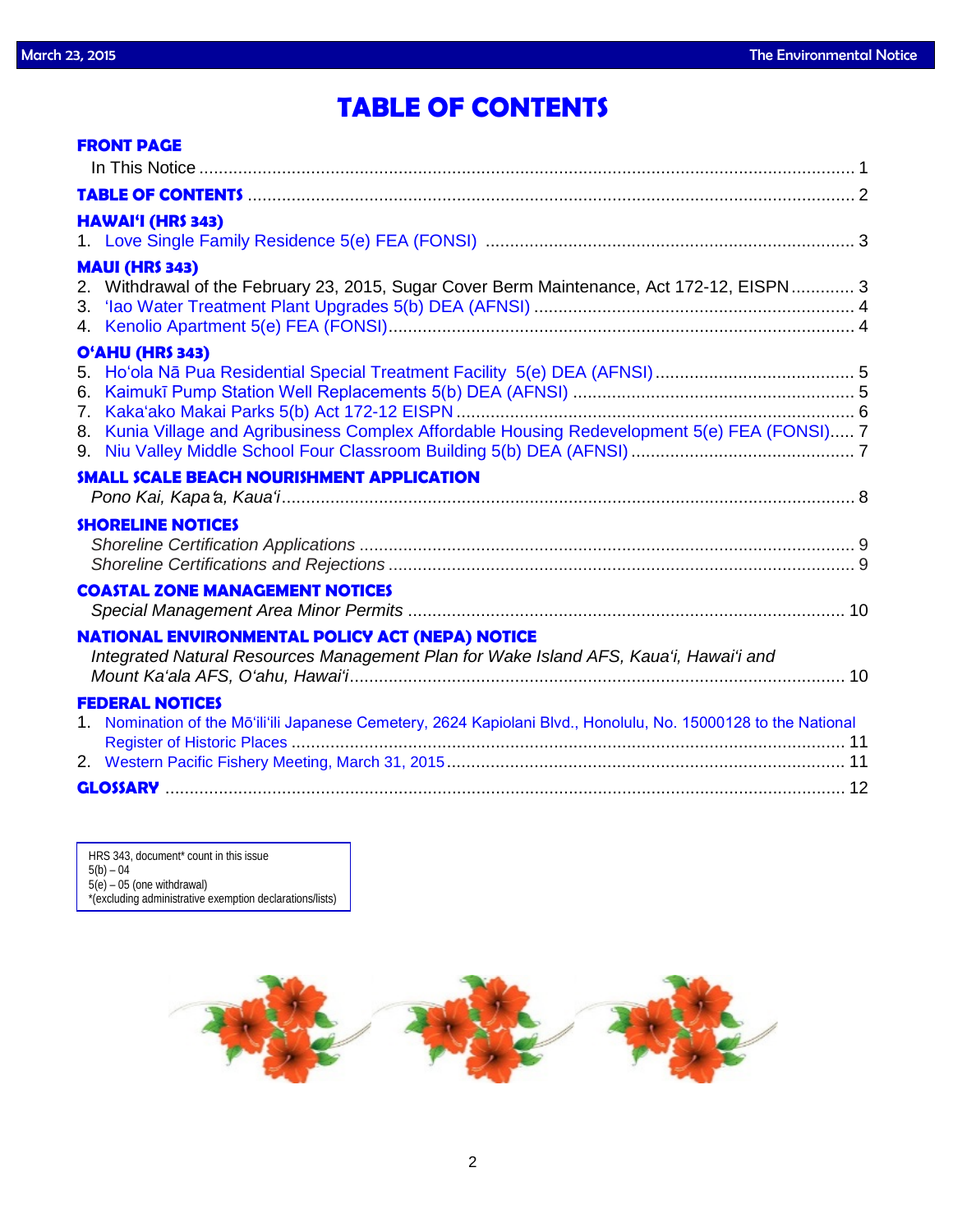# TABLE OF CONTENTS

## FRONT PAGE

In This Notice ........................................................................................................................... 1

## TABLE OF CONTENTS ........................................................................................................... 2

## HAWAIʻI (HRS 343)

1. Love Single Family Residence 5(e) FEA (FONSI) ........................................................................... 3

## MAUI (HRS 343)

2. Withdrawal of the February 23, 2015, Sugar Cover Berm Maintenance, Act 172-12, EISPN ............. 3
3. ʻIao Water Treatment Plant Upgrades 5(b) DEA (AFNSI) ................................................................. 4
4. Kenolio Apartment 5(e) FEA (FONSI)............................................................................................... 4

## OʻAHU (HRS 343)

5. Hoʻola Nā Pua Residential Special Treatment Facility 5(e) DEA (AFNSI) ......................................... 5
6. Kaimukī Pump Station Well Replacements 5(b) DEA (AFNSI) .......................................................... 5
7. Kakaʻako Makai Parks 5(b) Act 172-12 EISPN ................................................................................. 6
8. Kunia Village and Agribusiness Complex Affordable Housing Redevelopment 5(e) FEA (FONSI)..... 7
9. Niu Valley Middle School Four Classroom Building 5(b) DEA (AFNSI) .............................................. 7

## SMALL SCALE BEACH NOURISHMENT APPLICATION

*Pono Kai, Kapaʻa, Kauaʻi* ...................................................................................................................... 8

## SHORELINE NOTICES

*Shoreline Certification Applications* ..................................................................................... 9
*Shoreline Certifications and Rejections* ............................................................................... 9

## COASTAL ZONE MANAGEMENT NOTICES

*Special Management Area Minor Permits* ......................................................................... 10

## NATIONAL ENVIRONMENTAL POLICY ACT (NEPA) NOTICE

*Integrated Natural Resources Management Plan for Wake Island AFS, Kauaʻi, Hawaiʻi and Mount Kaʻala AFS, Oʻahu, Hawaiʻi* ..................................................................................... 10

## FEDERAL NOTICES

1. Nomination of the Mōʻiliʻili Japanese Cemetery, 2624 Kapiolani Blvd., Honolulu, No. 15000128 to the National Register of Historic Places ................................................................................................. 11
2. Western Pacific Fishery Meeting, March 31, 2015 .................................................................................. 11

## GLOSSARY ............................................................................................................................ 12

HRS 343, document* count in this issue
5(b) – 04
5(e) – 05 (one withdrawal)
*(excluding administrative exemption declarations/lists)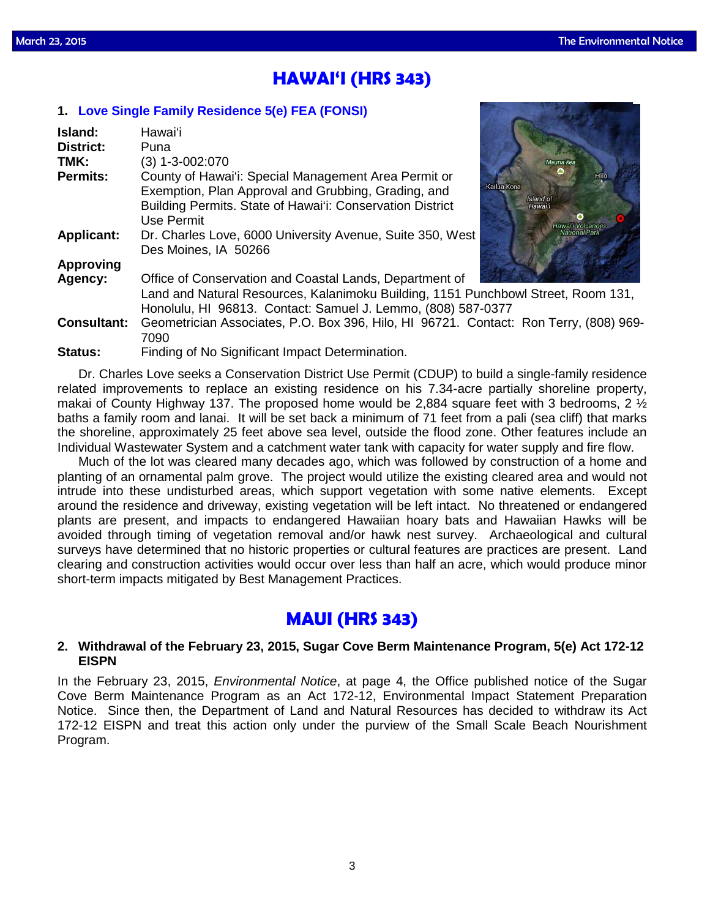# HAWAIʻI (HRS 343)

## 1. Love Single Family Residence 5(e) FEA (FONSI)

**Island:** Hawaiʻi
**District:** Puna
**TMK:** (3) 1-3-002:070
**Permits:** County of Hawaiʻi: Special Management Area Permit or Exemption, Plan Approval and Grubbing, Grading, and Building Permits. State of Hawaiʻi: Conservation District Use Permit
**Applicant:** Dr. Charles Love, 6000 University Avenue, Suite 350, West Des Moines, IA 50266
**Approving Agency:** Office of Conservation and Coastal Lands, Department of Land and Natural Resources, Kalanimoku Building, 1151 Punchbowl Street, Room 131, Honolulu, HI 96813. Contact: Samuel J. Lemmo, (808) 587-0377
**Consultant:** Geometrician Associates, P.O. Box 396, Hilo, HI 96721. Contact: Ron Terry, (808) 969-7090
**Status:** Finding of No Significant Impact Determination.

Dr. Charles Love seeks a Conservation District Use Permit (CDUP) to build a single-family residence related improvements to replace an existing residence on his 7.34-acre partially shoreline property, makai of County Highway 137. The proposed home would be 2,884 square feet with 3 bedrooms, 2 ½ baths a family room and lanai. It will be set back a minimum of 71 feet from a pali (sea cliff) that marks the shoreline, approximately 25 feet above sea level, outside the flood zone. Other features include an Individual Wastewater System and a catchment water tank with capacity for water supply and fire flow.

Much of the lot was cleared many decades ago, which was followed by construction of a home and planting of an ornamental palm grove. The project would utilize the existing cleared area and would not intrude into these undisturbed areas, which support vegetation with some native elements. Except around the residence and driveway, existing vegetation will be left intact. No threatened or endangered plants are present, and impacts to endangered Hawaiian hoary bats and Hawaiian Hawks will be avoided through timing of vegetation removal and/or hawk nest survey. Archaeological and cultural surveys have determined that no historic properties or cultural features are practices are present. Land clearing and construction activities would occur over less than half an acre, which would produce minor short-term impacts mitigated by Best Management Practices.

# MAUI (HRS 343)

## 2. Withdrawal of the February 23, 2015, Sugar Cove Berm Maintenance Program, 5(e) Act 172-12 EISPN

In the February 23, 2015, *Environmental Notice*, at page 4, the Office published notice of the Sugar Cove Berm Maintenance Program as an Act 172-12, Environmental Impact Statement Preparation Notice. Since then, the Department of Land and Natural Resources has decided to withdraw its Act 172-12 EISPN and treat this action only under the purview of the Small Scale Beach Nourishment Program.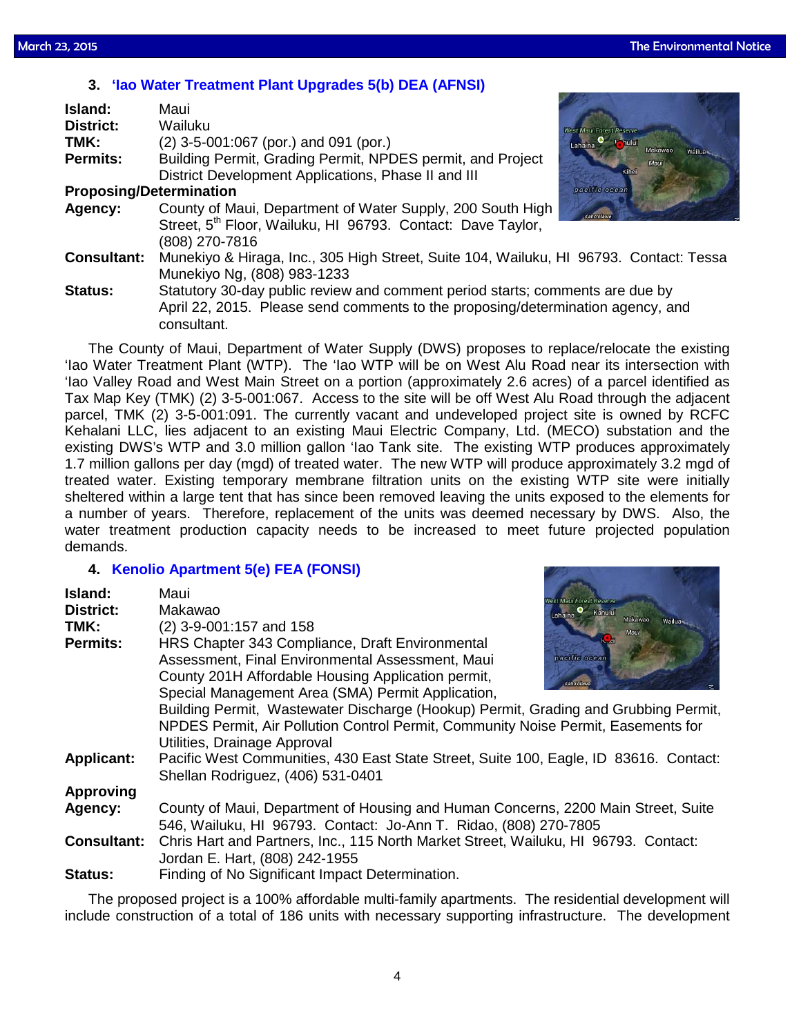### 3. 'Iao Water Treatment Plant Upgrades 5(b) DEA (AFNSI)

**Island:** Maui
**District:** Wailuku
**TMK:** (2) 3-5-001:067 (por.) and 091 (por.)
**Permits:** Building Permit, Grading Permit, NPDES permit, and Project District Development Applications, Phase II and III
**Proposing/Determination Agency:** County of Maui, Department of Water Supply, 200 South High Street, 5th Floor, Wailuku, HI 96793. Contact: Dave Taylor, (808) 270-7816
**Consultant:** Munekiyo & Hiraga, Inc., 305 High Street, Suite 104, Wailuku, HI 96793. Contact: Tessa Munekiyo Ng, (808) 983-1233
**Status:** Statutory 30-day public review and comment period starts; comments are due by April 22, 2015. Please send comments to the proposing/determination agency, and consultant.

The County of Maui, Department of Water Supply (DWS) proposes to replace/relocate the existing 'Iao Water Treatment Plant (WTP). The 'Iao WTP will be on West Alu Road near its intersection with 'Iao Valley Road and West Main Street on a portion (approximately 2.6 acres) of a parcel identified as Tax Map Key (TMK) (2) 3-5-001:067. Access to the site will be off West Alu Road through the adjacent parcel, TMK (2) 3-5-001:091. The currently vacant and undeveloped project site is owned by RCFC Kehalani LLC, lies adjacent to an existing Maui Electric Company, Ltd. (MECO) substation and the existing DWS's WTP and 3.0 million gallon 'Iao Tank site. The existing WTP produces approximately 1.7 million gallons per day (mgd) of treated water. The new WTP will produce approximately 3.2 mgd of treated water. Existing temporary membrane filtration units on the existing WTP site were initially sheltered within a large tent that has since been removed leaving the units exposed to the elements for a number of years. Therefore, replacement of the units was deemed necessary by DWS. Also, the water treatment production capacity needs to be increased to meet future projected population demands.

### 4. Kenolio Apartment 5(e) FEA (FONSI)

**Island:** Maui
**District:** Makawao
**TMK:** (2) 3-9-001:157 and 158
**Permits:** HRS Chapter 343 Compliance, Draft Environmental Assessment, Final Environmental Assessment, Maui County 201H Affordable Housing Application permit, Special Management Area (SMA) Permit Application, Building Permit, Wastewater Discharge (Hookup) Permit, Grading and Grubbing Permit, NPDES Permit, Air Pollution Control Permit, Community Noise Permit, Easements for Utilities, Drainage Approval
**Applicant:** Pacific West Communities, 430 East State Street, Suite 100, Eagle, ID 83616. Contact: Shellan Rodriguez, (406) 531-0401
**Approving Agency:** County of Maui, Department of Housing and Human Concerns, 2200 Main Street, Suite 546, Wailuku, HI 96793. Contact: Jo-Ann T. Ridao, (808) 270-7805
**Consultant:** Chris Hart and Partners, Inc., 115 North Market Street, Wailuku, HI 96793. Contact: Jordan E. Hart, (808) 242-1955
**Status:** Finding of No Significant Impact Determination.

The proposed project is a 100% affordable multi-family apartments. The residential development will include construction of a total of 186 units with necessary supporting infrastructure. The development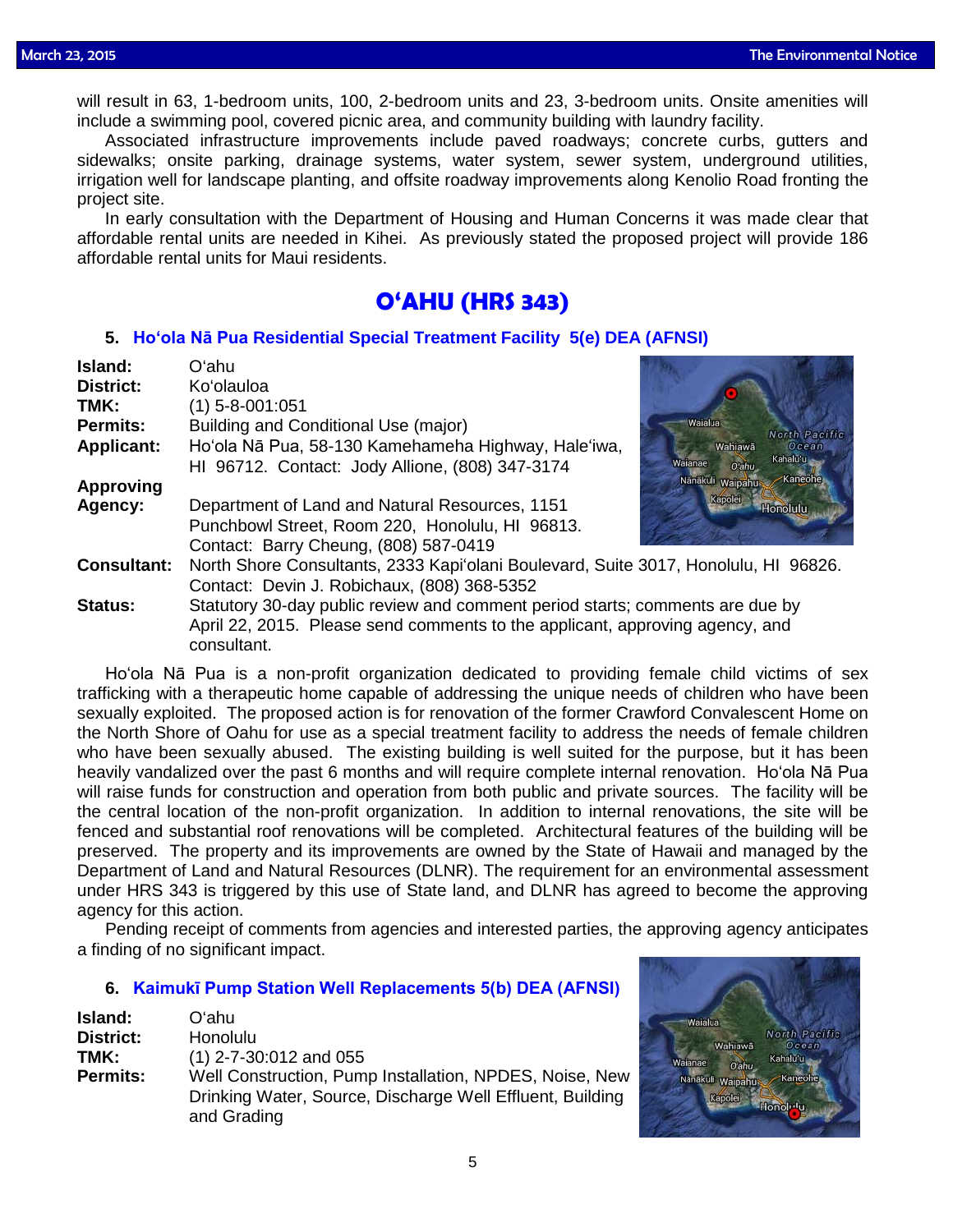will result in 63, 1-bedroom units, 100, 2-bedroom units and 23, 3-bedroom units. Onsite amenities will include a swimming pool, covered picnic area, and community building with laundry facility.

Associated infrastructure improvements include paved roadways; concrete curbs, gutters and sidewalks; onsite parking, drainage systems, water system, sewer system, underground utilities, irrigation well for landscape planting, and offsite roadway improvements along Kenolio Road fronting the project site.

In early consultation with the Department of Housing and Human Concerns it was made clear that affordable rental units are needed in Kihei. As previously stated the proposed project will provide 186 affordable rental units for Maui residents.

## O‘AHU (HRS 343)

### 5. Ho‘ola Nā Pua Residential Special Treatment Facility 5(e) DEA (AFNSI)

**Island:** O‘ahu
**District:** Ko‘olauloa
**TMK:** (1) 5-8-001:051
**Permits:** Building and Conditional Use (major)
**Applicant:** Ho‘ola Nā Pua, 58-130 Kamehameha Highway, Hale‘iwa, HI 96712. Contact: Jody Allione, (808) 347-3174
**Approving Agency:** Department of Land and Natural Resources, 1151 Punchbowl Street, Room 220, Honolulu, HI 96813. Contact: Barry Cheung, (808) 587-0419
**Consultant:** North Shore Consultants, 2333 Kapi‘olani Boulevard, Suite 3017, Honolulu, HI 96826. Contact: Devin J. Robichaux, (808) 368-5352
**Status:** Statutory 30-day public review and comment period starts; comments are due by April 22, 2015. Please send comments to the applicant, approving agency, and consultant.

Ho‘ola Nā Pua is a non-profit organization dedicated to providing female child victims of sex trafficking with a therapeutic home capable of addressing the unique needs of children who have been sexually exploited. The proposed action is for renovation of the former Crawford Convalescent Home on the North Shore of Oahu for use as a special treatment facility to address the needs of female children who have been sexually abused. The existing building is well suited for the purpose, but it has been heavily vandalized over the past 6 months and will require complete internal renovation. Ho‘ola Nā Pua will raise funds for construction and operation from both public and private sources. The facility will be the central location of the non-profit organization. In addition to internal renovations, the site will be fenced and substantial roof renovations will be completed. Architectural features of the building will be preserved. The property and its improvements are owned by the State of Hawaii and managed by the Department of Land and Natural Resources (DLNR). The requirement for an environmental assessment under HRS 343 is triggered by this use of State land, and DLNR has agreed to become the approving agency for this action.

Pending receipt of comments from agencies and interested parties, the approving agency anticipates a finding of no significant impact.

### 6. Kaimukī Pump Station Well Replacements 5(b) DEA (AFNSI)

**Island:** O‘ahu
**District:** Honolulu
**TMK:** (1) 2-7-30:012 and 055
**Permits:** Well Construction, Pump Installation, NPDES, Noise, New Drinking Water, Source, Discharge Well Effluent, Building and Grading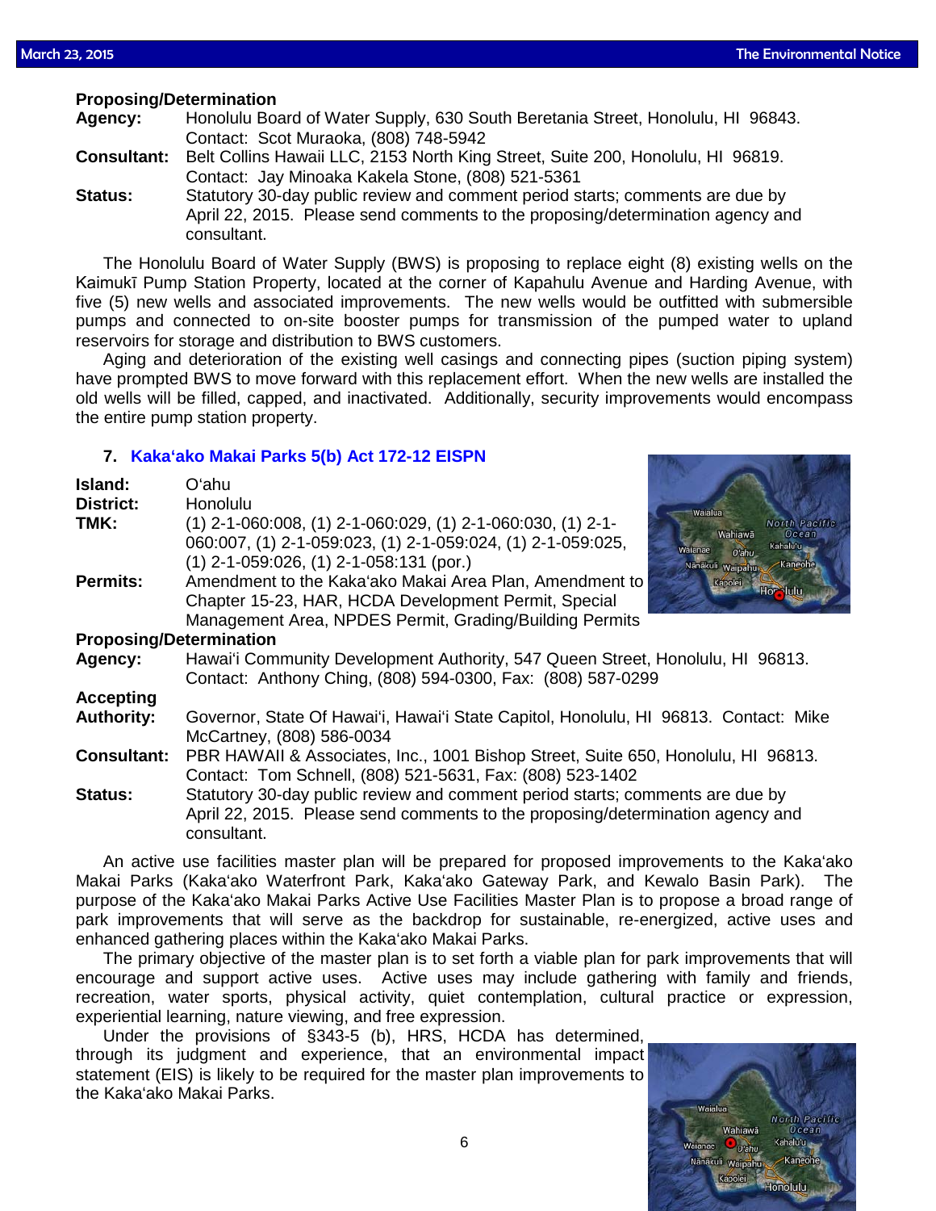**Proposing/Determination**

**Agency:** Honolulu Board of Water Supply, 630 South Beretania Street, Honolulu, HI 96843. Contact: Scot Muraoka, (808) 748-5942

**Consultant:** Belt Collins Hawaii LLC, 2153 North King Street, Suite 200, Honolulu, HI 96819. Contact: Jay Minoaka Kakela Stone, (808) 521-5361

**Status:** Statutory 30-day public review and comment period starts; comments are due by April 22, 2015. Please send comments to the proposing/determination agency and consultant.

The Honolulu Board of Water Supply (BWS) is proposing to replace eight (8) existing wells on the Kaimukī Pump Station Property, located at the corner of Kapahulu Avenue and Harding Avenue, with five (5) new wells and associated improvements. The new wells would be outfitted with submersible pumps and connected to on-site booster pumps for transmission of the pumped water to upland reservoirs for storage and distribution to BWS customers.

Aging and deterioration of the existing well casings and connecting pipes (suction piping system) have prompted BWS to move forward with this replacement effort. When the new wells are installed the old wells will be filled, capped, and inactivated. Additionally, security improvements would encompass the entire pump station property.

### 7. Kakaʻako Makai Parks 5(b) Act 172-12 EISPN

**Island:** Oʻahu

**District:** Honolulu

**TMK:** (1) 2-1-060:008, (1) 2-1-060:029, (1) 2-1-060:030, (1) 2-1-060:007, (1) 2-1-059:023, (1) 2-1-059:024, (1) 2-1-059:025, (1) 2-1-059:026, (1) 2-1-058:131 (por.)

**Permits:** Amendment to the Kakaʻako Makai Area Plan, Amendment to Chapter 15-23, HAR, HCDA Development Permit, Special Management Area, NPDES Permit, Grading/Building Permits

**Proposing/Determination**

**Agency:** Hawaiʻi Community Development Authority, 547 Queen Street, Honolulu, HI 96813. Contact: Anthony Ching, (808) 594-0300, Fax: (808) 587-0299

**Accepting Authority:** Governor, State Of Hawaiʻi, Hawaiʻi State Capitol, Honolulu, HI 96813. Contact: Mike McCartney, (808) 586-0034

**Consultant:** PBR HAWAII & Associates, Inc., 1001 Bishop Street, Suite 650, Honolulu, HI 96813. Contact: Tom Schnell, (808) 521-5631, Fax: (808) 523-1402

**Status:** Statutory 30-day public review and comment period starts; comments are due by April 22, 2015. Please send comments to the proposing/determination agency and consultant.

An active use facilities master plan will be prepared for proposed improvements to the Kakaʻako Makai Parks (Kakaʻako Waterfront Park, Kakaʻako Gateway Park, and Kewalo Basin Park). The purpose of the Kakaʻako Makai Parks Active Use Facilities Master Plan is to propose a broad range of park improvements that will serve as the backdrop for sustainable, re-energized, active uses and enhanced gathering places within the Kakaʻako Makai Parks.

The primary objective of the master plan is to set forth a viable plan for park improvements that will encourage and support active uses. Active uses may include gathering with family and friends, recreation, water sports, physical activity, quiet contemplation, cultural practice or expression, experiential learning, nature viewing, and free expression.

Under the provisions of §343-5 (b), HRS, HCDA has determined, through its judgment and experience, that an environmental impact statement (EIS) is likely to be required for the master plan improvements to the Kakaʻako Makai Parks.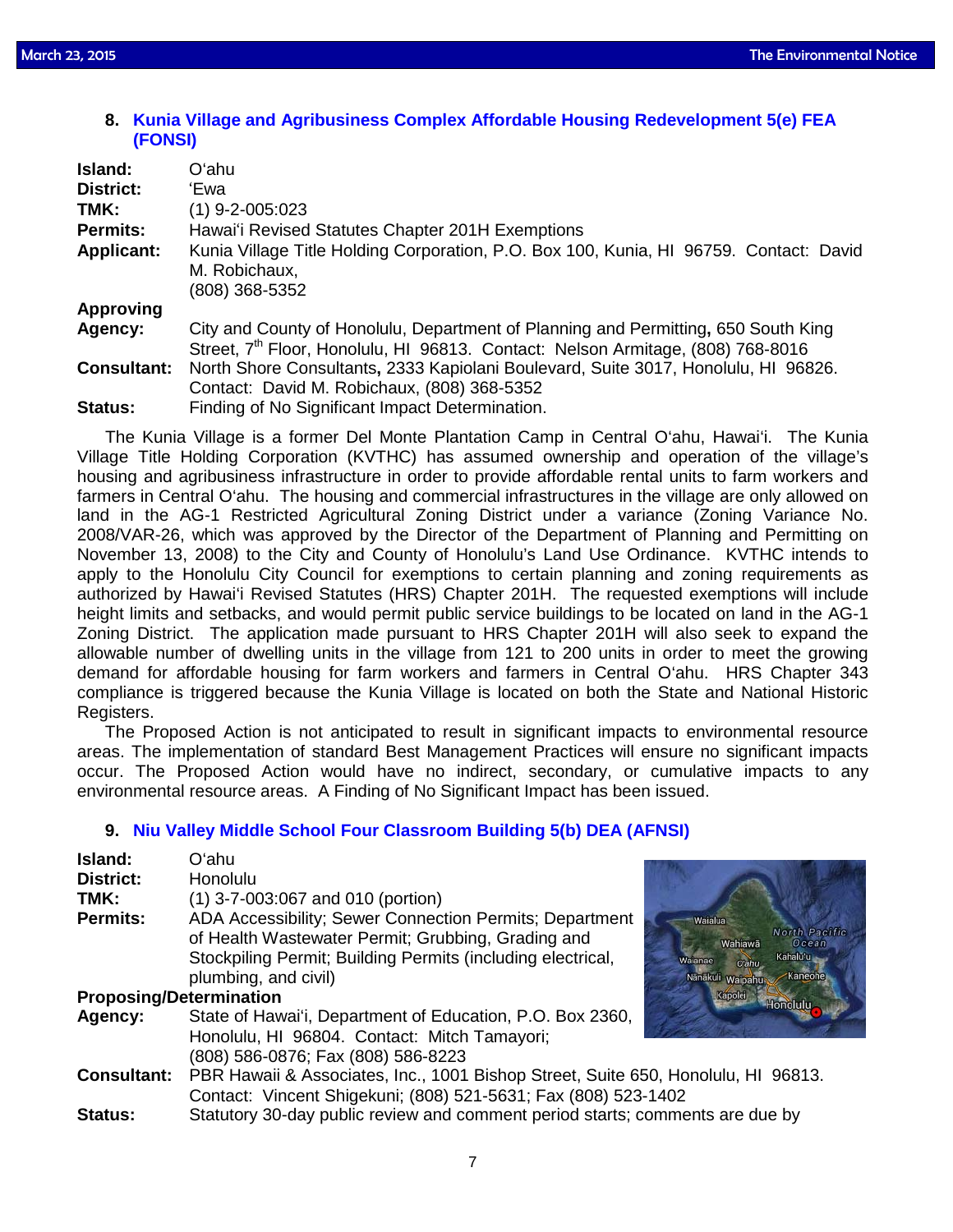### 8. Kunia Village and Agribusiness Complex Affordable Housing Redevelopment 5(e) FEA (FONSI)

**Island:** O'ahu
**District:** 'Ewa
**TMK:** (1) 9-2-005:023
**Permits:** Hawai'i Revised Statutes Chapter 201H Exemptions
**Applicant:** Kunia Village Title Holding Corporation, P.O. Box 100, Kunia, HI 96759. Contact: David M. Robichaux, (808) 368-5352
**Approving Agency:** City and County of Honolulu, Department of Planning and Permitting**,** 650 South King Street, 7th Floor, Honolulu, HI 96813. Contact: Nelson Armitage, (808) 768-8016
**Consultant:** North Shore Consultants**,** 2333 Kapiolani Boulevard, Suite 3017, Honolulu, HI 96826. Contact: David M. Robichaux, (808) 368-5352
**Status:** Finding of No Significant Impact Determination.

The Kunia Village is a former Del Monte Plantation Camp in Central O'ahu, Hawai'i. The Kunia Village Title Holding Corporation (KVTHC) has assumed ownership and operation of the village's housing and agribusiness infrastructure in order to provide affordable rental units to farm workers and farmers in Central O'ahu. The housing and commercial infrastructures in the village are only allowed on land in the AG-1 Restricted Agricultural Zoning District under a variance (Zoning Variance No. 2008/VAR-26, which was approved by the Director of the Department of Planning and Permitting on November 13, 2008) to the City and County of Honolulu's Land Use Ordinance. KVTHC intends to apply to the Honolulu City Council for exemptions to certain planning and zoning requirements as authorized by Hawai'i Revised Statutes (HRS) Chapter 201H. The requested exemptions will include height limits and setbacks, and would permit public service buildings to be located on land in the AG-1 Zoning District. The application made pursuant to HRS Chapter 201H will also seek to expand the allowable number of dwelling units in the village from 121 to 200 units in order to meet the growing demand for affordable housing for farm workers and farmers in Central O'ahu. HRS Chapter 343 compliance is triggered because the Kunia Village is located on both the State and National Historic Registers.

The Proposed Action is not anticipated to result in significant impacts to environmental resource areas. The implementation of standard Best Management Practices will ensure no significant impacts occur. The Proposed Action would have no indirect, secondary, or cumulative impacts to any environmental resource areas. A Finding of No Significant Impact has been issued.

### 9. Niu Valley Middle School Four Classroom Building 5(b) DEA (AFNSI)

**Island:** O'ahu
**District:** Honolulu
**TMK:** (1) 3-7-003:067 and 010 (portion)
**Permits:** ADA Accessibility; Sewer Connection Permits; Department of Health Wastewater Permit; Grubbing, Grading and Stockpiling Permit; Building Permits (including electrical, plumbing, and civil)
**Proposing/Determination Agency:** State of Hawai'i, Department of Education, P.O. Box 2360, Honolulu, HI 96804. Contact: Mitch Tamayori; (808) 586-0876; Fax (808) 586-8223
**Consultant:** PBR Hawaii & Associates, Inc., 1001 Bishop Street, Suite 650, Honolulu, HI 96813. Contact: Vincent Shigekuni; (808) 521-5631; Fax (808) 523-1402
**Status:** Statutory 30-day public review and comment period starts; comments are due by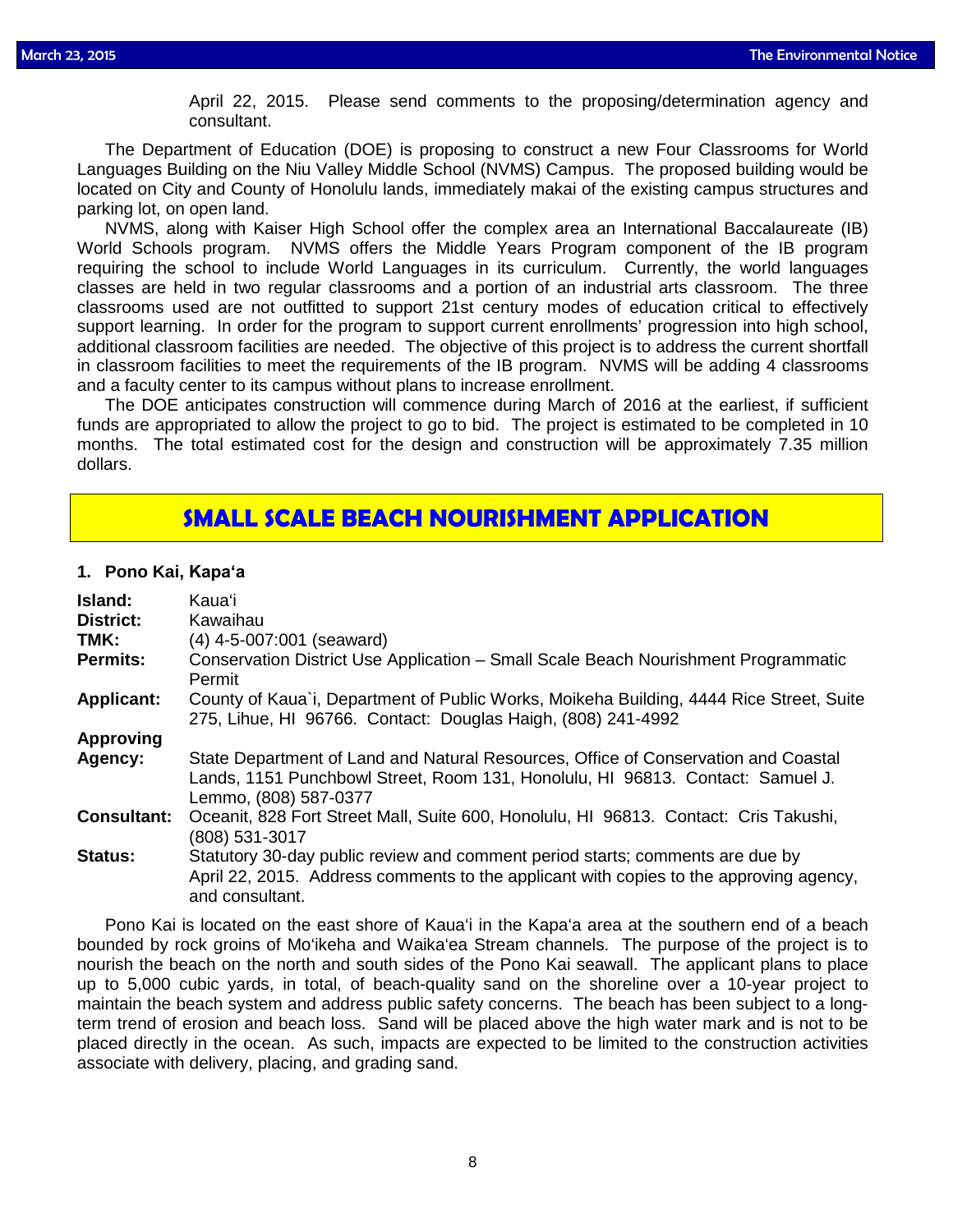April 22, 2015. Please send comments to the proposing/determination agency and consultant.

The Department of Education (DOE) is proposing to construct a new Four Classrooms for World Languages Building on the Niu Valley Middle School (NVMS) Campus. The proposed building would be located on City and County of Honolulu lands, immediately makai of the existing campus structures and parking lot, on open land.

NVMS, along with Kaiser High School offer the complex area an International Baccalaureate (IB) World Schools program. NVMS offers the Middle Years Program component of the IB program requiring the school to include World Languages in its curriculum. Currently, the world languages classes are held in two regular classrooms and a portion of an industrial arts classroom. The three classrooms used are not outfitted to support 21st century modes of education critical to effectively support learning. In order for the program to support current enrollments' progression into high school, additional classroom facilities are needed. The objective of this project is to address the current shortfall in classroom facilities to meet the requirements of the IB program. NVMS will be adding 4 classrooms and a faculty center to its campus without plans to increase enrollment.

The DOE anticipates construction will commence during March of 2016 at the earliest, if sufficient funds are appropriated to allow the project to go to bid. The project is estimated to be completed in 10 months. The total estimated cost for the design and construction will be approximately 7.35 million dollars.

## SMALL SCALE BEACH NOURISHMENT APPLICATION

### 1. Pono Kai, Kapaʻa

**Island:** Kauaʻi
**District:** Kawaihau
**TMK:** (4) 4-5-007:001 (seaward)
**Permits:** Conservation District Use Application – Small Scale Beach Nourishment Programmatic Permit
**Applicant:** County of Kaua`i, Department of Public Works, Moikeha Building, 4444 Rice Street, Suite 275, Lihue, HI 96766. Contact: Douglas Haigh, (808) 241-4992
**Approving Agency:** State Department of Land and Natural Resources, Office of Conservation and Coastal Lands, 1151 Punchbowl Street, Room 131, Honolulu, HI 96813. Contact: Samuel J. Lemmo, (808) 587-0377
**Consultant:** Oceanit, 828 Fort Street Mall, Suite 600, Honolulu, HI 96813. Contact: Cris Takushi, (808) 531-3017
**Status:** Statutory 30-day public review and comment period starts; comments are due by April 22, 2015. Address comments to the applicant with copies to the approving agency, and consultant.

Pono Kai is located on the east shore of Kauaʻi in the Kapaʻa area at the southern end of a beach bounded by rock groins of Moʻikeha and Waikaʻea Stream channels. The purpose of the project is to nourish the beach on the north and south sides of the Pono Kai seawall. The applicant plans to place up to 5,000 cubic yards, in total, of beach-quality sand on the shoreline over a 10-year project to maintain the beach system and address public safety concerns. The beach has been subject to a long-term trend of erosion and beach loss. Sand will be placed above the high water mark and is not to be placed directly in the ocean. As such, impacts are expected to be limited to the construction activities associate with delivery, placing, and grading sand.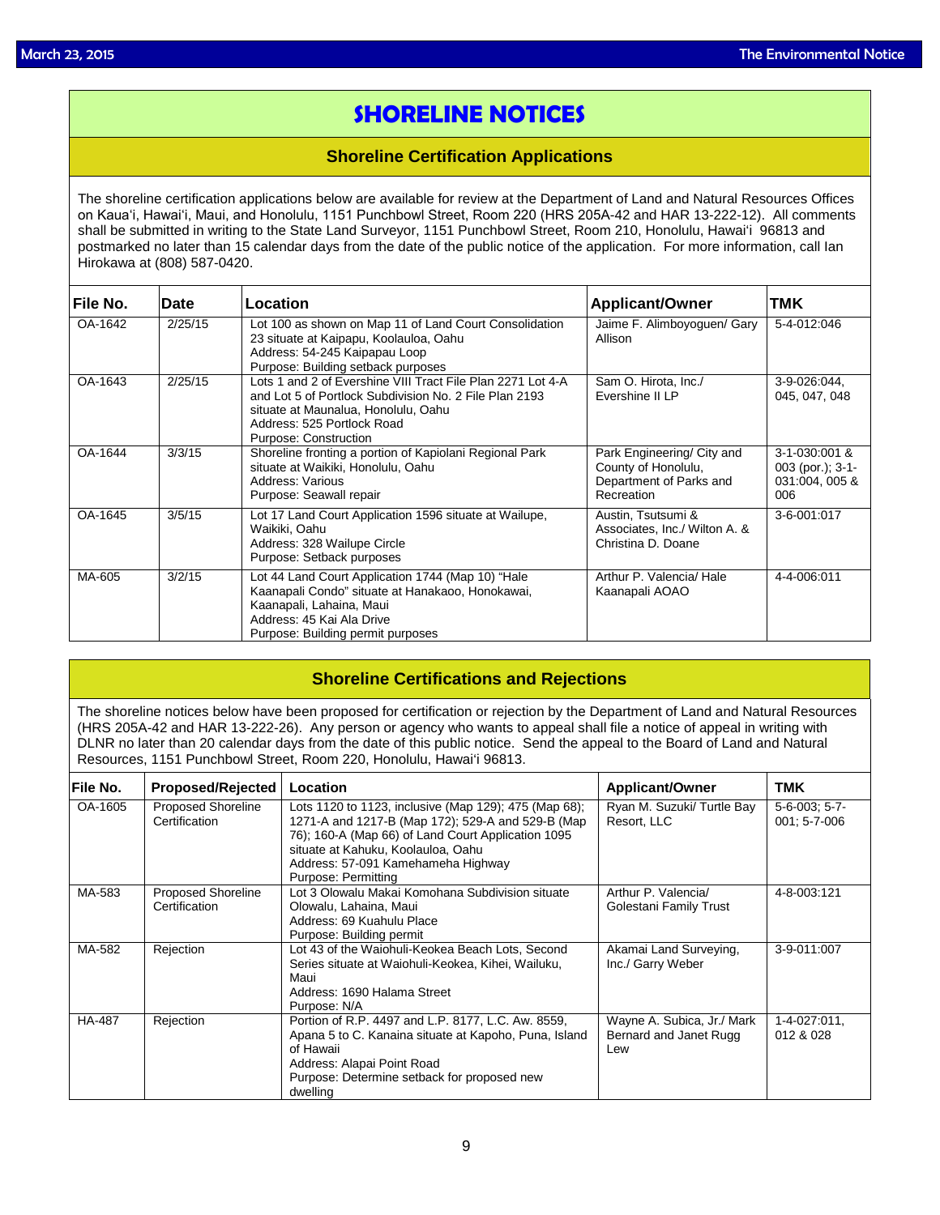# SHORELINE NOTICES

## Shoreline Certification Applications

The shoreline certification applications below are available for review at the Department of Land and Natural Resources Offices on Kaua'i, Hawai'i, Maui, and Honolulu, 1151 Punchbowl Street, Room 220 (HRS 205A-42 and HAR 13-222-12). All comments shall be submitted in writing to the State Land Surveyor, 1151 Punchbowl Street, Room 210, Honolulu, Hawai'i 96813 and postmarked no later than 15 calendar days from the date of the public notice of the application. For more information, call Ian Hirokawa at (808) 587-0420.

| File No. | Date | Location | Applicant/Owner | TMK |
|---|---|---|---|---|
| OA-1642 | 2/25/15 | Lot 100 as shown on Map 11 of Land Court Consolidation 23 situate at Kaipapu, Koolauloa, Oahu<br>Address: 54-245 Kaipapau Loop<br>Purpose: Building setback purposes | Jaime F. Alimboyoguen/ Gary Allison | 5-4-012:046 |
| OA-1643 | 2/25/15 | Lots 1 and 2 of Evershine VIII Tract File Plan 2271 Lot 4-A and Lot 5 of Portlock Subdivision No. 2 File Plan 2193 situate at Maunalua, Honolulu, Oahu<br>Address: 525 Portlock Road<br>Purpose: Construction | Sam O. Hirota, Inc./ Evershine II LP | 3-9-026:044, 045, 047, 048 |
| OA-1644 | 3/3/15 | Shoreline fronting a portion of Kapiolani Regional Park situate at Waikiki, Honolulu, Oahu<br>Address: Various<br>Purpose: Seawall repair | Park Engineering/ City and County of Honolulu, Department of Parks and Recreation | 3-1-030:001 & 003 (por.); 3-1-031:004, 005 & 006 |
| OA-1645 | 3/5/15 | Lot 17 Land Court Application 1596 situate at Wailupe, Waikiki, Oahu<br>Address: 328 Wailupe Circle<br>Purpose: Setback purposes | Austin, Tsutsumi & Associates, Inc./ Wilton A. & Christina D. Doane | 3-6-001:017 |
| MA-605 | 3/2/15 | Lot 44 Land Court Application 1744 (Map 10) "Hale Kaanapali Condo" situate at Hanakaoo, Honokawai, Kaanapali, Lahaina, Maui<br>Address: 45 Kai Ala Drive<br>Purpose: Building permit purposes | Arthur P. Valencia/ Hale Kaanapali AOAO | 4-4-006:011 |

## Shoreline Certifications and Rejections

The shoreline notices below have been proposed for certification or rejection by the Department of Land and Natural Resources (HRS 205A-42 and HAR 13-222-26). Any person or agency who wants to appeal shall file a notice of appeal in writing with DLNR no later than 20 calendar days from the date of this public notice. Send the appeal to the Board of Land and Natural Resources, 1151 Punchbowl Street, Room 220, Honolulu, Hawai'i 96813.

| File No. | Proposed/Rejected | Location | Applicant/Owner | TMK |
|---|---|---|---|---|
| OA-1605 | Proposed Shoreline Certification | Lots 1120 to 1123, inclusive (Map 129); 475 (Map 68); 1271-A and 1217-B (Map 172); 529-A and 529-B (Map 76); 160-A (Map 66) of Land Court Application 1095 situate at Kahuku, Koolauloa, Oahu<br>Address: 57-091 Kamehameha Highway<br>Purpose: Permitting | Ryan M. Suzuki/ Turtle Bay Resort, LLC | 5-6-003; 5-7-001; 5-7-006 |
| MA-583 | Proposed Shoreline Certification | Lot 3 Olowalu Makai Komohana Subdivision situate Olowalu, Lahaina, Maui<br>Address: 69 Kuahulu Place<br>Purpose: Building permit | Arthur P. Valencia/ Golestani Family Trust | 4-8-003:121 |
| MA-582 | Rejection | Lot 43 of the Waiohuli-Keokea Beach Lots, Second Series situate at Waiohuli-Keokea, Kihei, Wailuku, Maui<br>Address: 1690 Halama Street<br>Purpose: N/A | Akamai Land Surveying, Inc./ Garry Weber | 3-9-011:007 |
| HA-487 | Rejection | Portion of R.P. 4497 and L.P. 8177, L.C. Aw. 8559, Apana 5 to C. Kanaina situate at Kapoho, Puna, Island of Hawaii<br>Address: Alapai Point Road<br>Purpose: Determine setback for proposed new dwelling | Wayne A. Subica, Jr./ Mark Bernard and Janet Rugg Lew | 1-4-027:011, 012 & 028 |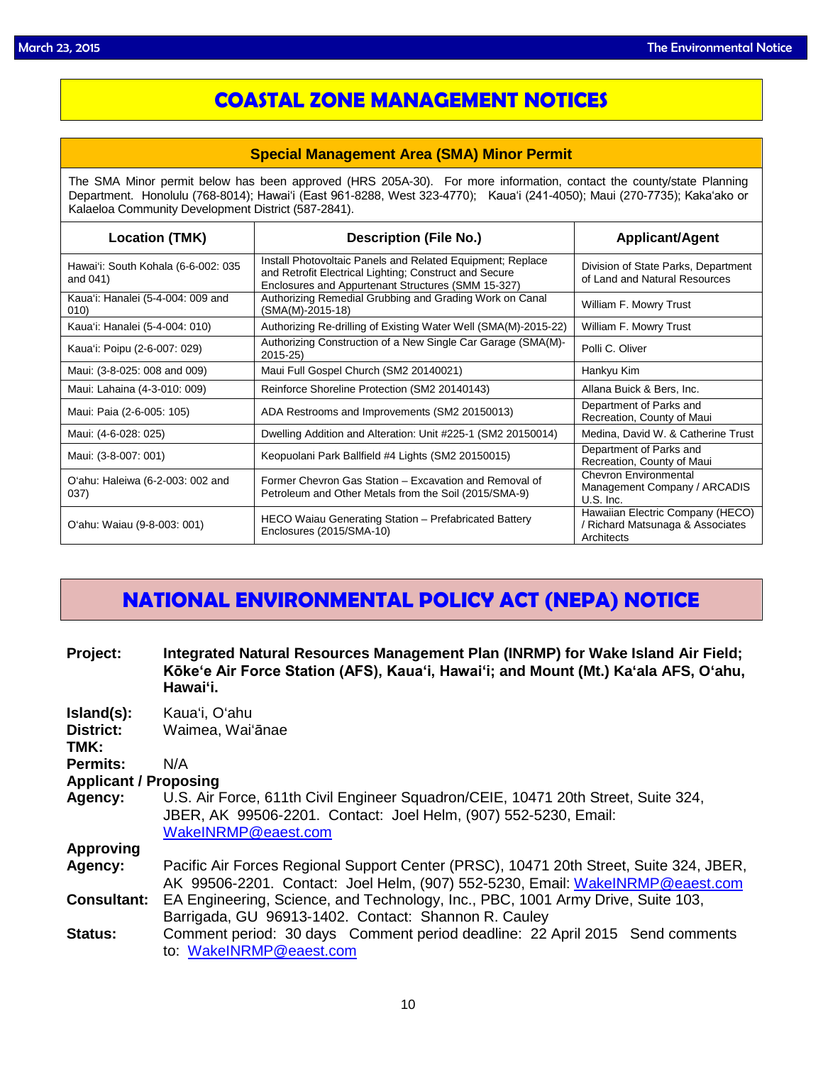# COASTAL ZONE MANAGEMENT NOTICES

## Special Management Area (SMA) Minor Permit

The SMA Minor permit below has been approved (HRS 205A-30). For more information, contact the county/state Planning Department. Honolulu (768-8014); Hawaiʻi (East 961-8288, West 323-4770); Kauaʻi (241-4050); Maui (270-7735); Kakaʻako or Kalaeloa Community Development District (587-2841).

| Location (TMK) | Description (File No.) | Applicant/Agent |
|---|---|---|
| Hawaiʻi: South Kohala (6-6-002: 035 and 041) | Install Photovoltaic Panels and Related Equipment; Replace and Retrofit Electrical Lighting; Construct and Secure Enclosures and Appurtenant Structures (SMM 15-327) | Division of State Parks, Department of Land and Natural Resources |
| Kauaʻi: Hanalei (5-4-004: 009 and 010) | Authorizing Remedial Grubbing and Grading Work on Canal (SMA(M)-2015-18) | William F. Mowry Trust |
| Kauaʻi: Hanalei (5-4-004: 010) | Authorizing Re-drilling of Existing Water Well (SMA(M)-2015-22) | William F. Mowry Trust |
| Kauaʻi: Poipu (2-6-007: 029) | Authorizing Construction of a New Single Car Garage (SMA(M)-2015-25) | Polli C. Oliver |
| Maui: (3-8-025: 008 and 009) | Maui Full Gospel Church (SM2 20140021) | Hankyu Kim |
| Maui: Lahaina (4-3-010: 009) | Reinforce Shoreline Protection (SM2 20140143) | Allana Buick & Bers, Inc. |
| Maui: Paia (2-6-005: 105) | ADA Restrooms and Improvements (SM2 20150013) | Department of Parks and Recreation, County of Maui |
| Maui: (4-6-028: 025) | Dwelling Addition and Alteration: Unit #225-1 (SM2 20150014) | Medina, David W. & Catherine Trust |
| Maui: (3-8-007: 001) | Keopuolani Park Ballfield #4 Lights (SM2 20150015) | Department of Parks and Recreation, County of Maui |
| Oʻahu: Haleiwa (6-2-003: 002 and 037) | Former Chevron Gas Station – Excavation and Removal of Petroleum and Other Metals from the Soil (2015/SMA-9) | Chevron Environmental Management Company / ARCADIS U.S. Inc. |
| Oʻahu: Waiau (9-8-003: 001) | HECO Waiau Generating Station – Prefabricated Battery Enclosures (2015/SMA-10) | Hawaiian Electric Company (HECO) / Richard Matsunaga & Associates Architects |

# NATIONAL ENVIRONMENTAL POLICY ACT (NEPA) NOTICE

**Project:** **Integrated Natural Resources Management Plan (INRMP) for Wake Island Air Field; Kōkeʻe Air Force Station (AFS), Kauaʻi, Hawaiʻi; and Mount (Mt.) Kaʻala AFS, Oʻahu, Hawaiʻi.**

**Island(s):** Kauaʻi, Oʻahu

**District:** Waimea, Waiʻānae

**TMK:**

**Permits:** N/A

**Applicant / Proposing Agency:** U.S. Air Force, 611th Civil Engineer Squadron/CEIE, 10471 20th Street, Suite 324, JBER, AK 99506-2201. Contact: Joel Helm, (907) 552-5230, Email: WakeINRMP@eaest.com

**Approving Agency:** Pacific Air Forces Regional Support Center (PRSC), 10471 20th Street, Suite 324, JBER, AK 99506-2201. Contact: Joel Helm, (907) 552-5230, Email: WakeINRMP@eaest.com

**Consultant:** EA Engineering, Science, and Technology, Inc., PBC, 1001 Army Drive, Suite 103, Barrigada, GU 96913-1402. Contact: Shannon R. Cauley

**Status:** Comment period: 30 days Comment period deadline: 22 April 2015 Send comments to: WakeINRMP@eaest.com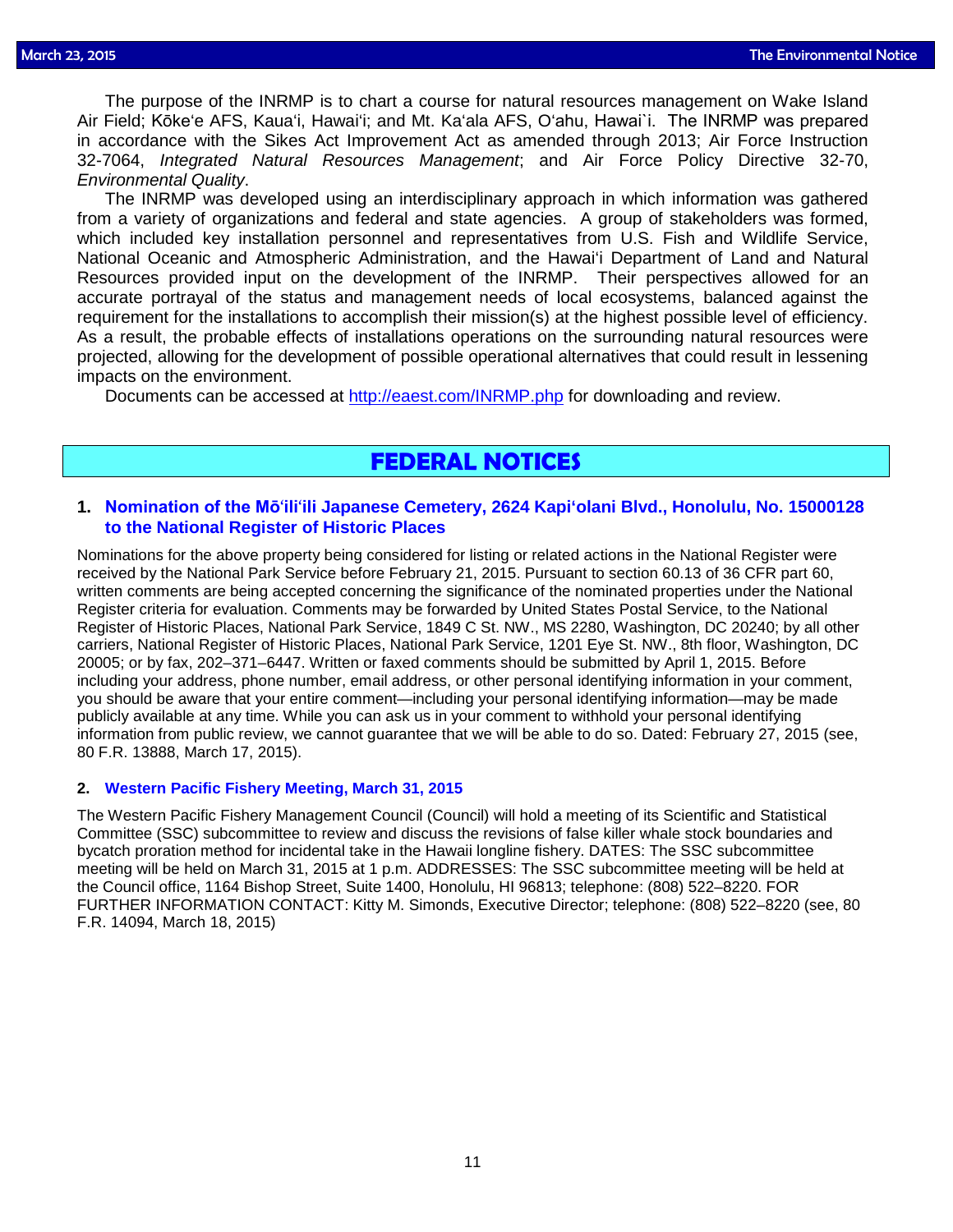The purpose of the INRMP is to chart a course for natural resources management on Wake Island Air Field; Kōke'e AFS, Kaua'i, Hawai'i; and Mt. Ka'ala AFS, O'ahu, Hawai`i. The INRMP was prepared in accordance with the Sikes Act Improvement Act as amended through 2013; Air Force Instruction 32-7064, *Integrated Natural Resources Management*; and Air Force Policy Directive 32-70, *Environmental Quality*.

The INRMP was developed using an interdisciplinary approach in which information was gathered from a variety of organizations and federal and state agencies. A group of stakeholders was formed, which included key installation personnel and representatives from U.S. Fish and Wildlife Service, National Oceanic and Atmospheric Administration, and the Hawai'i Department of Land and Natural Resources provided input on the development of the INRMP. Their perspectives allowed for an accurate portrayal of the status and management needs of local ecosystems, balanced against the requirement for the installations to accomplish their mission(s) at the highest possible level of efficiency. As a result, the probable effects of installations operations on the surrounding natural resources were projected, allowing for the development of possible operational alternatives that could result in lessening impacts on the environment.

Documents can be accessed at http://eaest.com/INRMP.php for downloading and review.

## FEDERAL NOTICES

### 1. Nomination of the Mō'ili'ili Japanese Cemetery, 2624 Kapi'olani Blvd., Honolulu, No. 15000128 to the National Register of Historic Places

Nominations for the above property being considered for listing or related actions in the National Register were received by the National Park Service before February 21, 2015. Pursuant to section 60.13 of 36 CFR part 60, written comments are being accepted concerning the significance of the nominated properties under the National Register criteria for evaluation. Comments may be forwarded by United States Postal Service, to the National Register of Historic Places, National Park Service, 1849 C St. NW., MS 2280, Washington, DC 20240; by all other carriers, National Register of Historic Places, National Park Service, 1201 Eye St. NW., 8th floor, Washington, DC 20005; or by fax, 202–371–6447. Written or faxed comments should be submitted by April 1, 2015. Before including your address, phone number, email address, or other personal identifying information in your comment, you should be aware that your entire comment—including your personal identifying information—may be made publicly available at any time. While you can ask us in your comment to withhold your personal identifying information from public review, we cannot guarantee that we will be able to do so. Dated: February 27, 2015 (see, 80 F.R. 13888, March 17, 2015).

### 2. Western Pacific Fishery Meeting, March 31, 2015

The Western Pacific Fishery Management Council (Council) will hold a meeting of its Scientific and Statistical Committee (SSC) subcommittee to review and discuss the revisions of false killer whale stock boundaries and bycatch proration method for incidental take in the Hawaii longline fishery. DATES: The SSC subcommittee meeting will be held on March 31, 2015 at 1 p.m. ADDRESSES: The SSC subcommittee meeting will be held at the Council office, 1164 Bishop Street, Suite 1400, Honolulu, HI 96813; telephone: (808) 522–8220. FOR FURTHER INFORMATION CONTACT: Kitty M. Simonds, Executive Director; telephone: (808) 522–8220 (see, 80 F.R. 14094, March 18, 2015)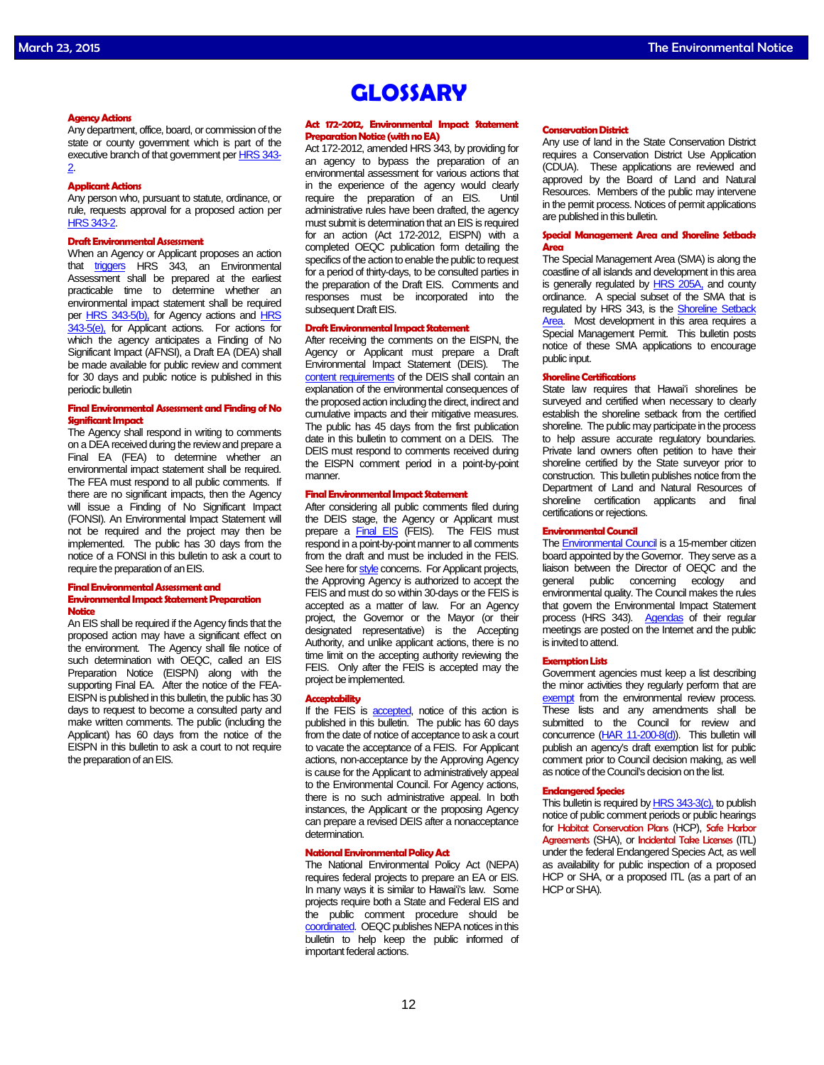# GLOSSARY

### Agency Actions

Any department, office, board, or commission of the state or county government which is part of the executive branch of that government per HRS 343-2.

### Applicant Actions

Any person who, pursuant to statute, ordinance, or rule, requests approval for a proposed action per HRS 343-2.

### Draft Environmental Assessment

When an Agency or Applicant proposes an action that triggers HRS 343, an Environmental Assessment shall be prepared at the earliest practicable time to determine whether an environmental impact statement shall be required per HRS 343-5(b), for Agency actions and HRS 343-5(e), for Applicant actions. For actions for which the agency anticipates a Finding of No Significant Impact (AFNSI), a Draft EA (DEA) shall be made available for public review and comment for 30 days and public notice is published in this periodic bulletin

### Final Environmental Assessment and Finding of No Significant Impact

The Agency shall respond in writing to comments on a DEA received during the review and prepare a Final EA (FEA) to determine whether an environmental impact statement shall be required. The FEA must respond to all public comments. If there are no significant impacts, then the Agency will issue a Finding of No Significant Impact (FONSI). An Environmental Impact Statement will not be required and the project may then be implemented. The public has 30 days from the notice of a FONSI in this bulletin to ask a court to require the preparation of an EIS.

### Final Environmental Assessment and Environmental Impact Statement Preparation Notice

An EIS shall be required if the Agency finds that the proposed action may have a significant effect on the environment. The Agency shall file notice of such determination with OEQC, called an EIS Preparation Notice (EISPN) along with the supporting Final EA. After the notice of the FEA-EISPN is published in this bulletin, the public has 30 days to request to become a consulted party and make written comments. The public (including the Applicant) has 60 days from the notice of the EISPN in this bulletin to ask a court to not require the preparation of an EIS.

### Act 172-2012, Environmental Impact Statement Preparation Notice (with no EA)

Act 172-2012, amended HRS 343, by providing for an agency to bypass the preparation of an environmental assessment for various actions that in the experience of the agency would clearly require the preparation of an EIS. Until administrative rules have been drafted, the agency must submit is determination that an EIS is required for an action (Act 172-2012, EISPN) with a completed OEQC publication form detailing the specifics of the action to enable the public to request for a period of thirty-days, to be consulted parties in the preparation of the Draft EIS. Comments and responses must be incorporated into the subsequent Draft EIS.

### Draft Environmental Impact Statement

After receiving the comments on the EISPN, the Agency or Applicant must prepare a Draft Environmental Impact Statement (DEIS). The content requirements of the DEIS shall contain an explanation of the environmental consequences of the proposed action including the direct, indirect and cumulative impacts and their mitigative measures. The public has 45 days from the first publication date in this bulletin to comment on a DEIS. The DEIS must respond to comments received during the EISPN comment period in a point-by-point manner.

### Final Environmental Impact Statement

After considering all public comments filed during the DEIS stage, the Agency or Applicant must prepare a Final EIS (FEIS). The FEIS must respond in a point-by-point manner to all comments from the draft and must be included in the FEIS. See here for style concerns. For Applicant projects, the Approving Agency is authorized to accept the FEIS and must do so within 30-days or the FEIS is accepted as a matter of law. For an Agency project, the Governor or the Mayor (or their designated representative) is the Accepting Authority, and unlike applicant actions, there is no time limit on the accepting authority reviewing the FEIS. Only after the FEIS is accepted may the project be implemented.

### Acceptability

If the FEIS is accepted, notice of this action is published in this bulletin. The public has 60 days from the date of notice of acceptance to ask a court to vacate the acceptance of a FEIS. For Applicant actions, non-acceptance by the Approving Agency is cause for the Applicant to administratively appeal to the Environmental Council. For Agency actions, there is no such administrative appeal. In both instances, the Applicant or the proposing Agency can prepare a revised DEIS after a nonacceptance determination.

### National Environmental Policy Act

The National Environmental Policy Act (NEPA) requires federal projects to prepare an EA or EIS. In many ways it is similar to Hawai'i's law. Some projects require both a State and Federal EIS and the public comment procedure should be coordinated. OEQC publishes NEPA notices in this bulletin to help keep the public informed of important federal actions.

### Conservation District

Any use of land in the State Conservation District requires a Conservation District Use Application (CDUA). These applications are reviewed and approved by the Board of Land and Natural Resources. Members of the public may intervene in the permit process. Notices of permit applications are published in this bulletin.

### Special Management Area and Shoreline Setback Area

The Special Management Area (SMA) is along the coastline of all islands and development in this area is generally regulated by HRS 205A, and county ordinance. A special subset of the SMA that is regulated by HRS 343, is the Shoreline Setback Area. Most development in this area requires a Special Management Permit. This bulletin posts notice of these SMA applications to encourage public input.

### Shoreline Certifications

State law requires that Hawai'i shorelines be surveyed and certified when necessary to clearly establish the shoreline setback from the certified shoreline. The public may participate in the process to help assure accurate regulatory boundaries. Private land owners often petition to have their shoreline certified by the State surveyor prior to construction. This bulletin publishes notice from the Department of Land and Natural Resources of shoreline certification applicants and final certifications or rejections.

### Environmental Council

The Environmental Council is a 15-member citizen board appointed by the Governor. They serve as a liaison between the Director of OEQC and the general public concerning ecology and environmental quality. The Council makes the rules that govern the Environmental Impact Statement process (HRS 343). Agendas of their regular meetings are posted on the Internet and the public is invited to attend.

### Exemption Lists

Government agencies must keep a list describing the minor activities they regularly perform that are exempt from the environmental review process. These lists and any amendments shall be submitted to the Council for review and concurrence (HAR 11-200-8(d)). This bulletin will publish an agency's draft exemption list for public comment prior to Council decision making, as well as notice of the Council's decision on the list.

### Endangered Species

This bulletin is required by HRS 343-3(c), to publish notice of public comment periods or public hearings for Habitat Conservation Plans (HCP), Safe Harbor Agreements (SHA), or Incidental Take Licenses (ITL) under the federal Endangered Species Act, as well as availability for public inspection of a proposed HCP or SHA, or a proposed ITL (as a part of an HCP or SHA).